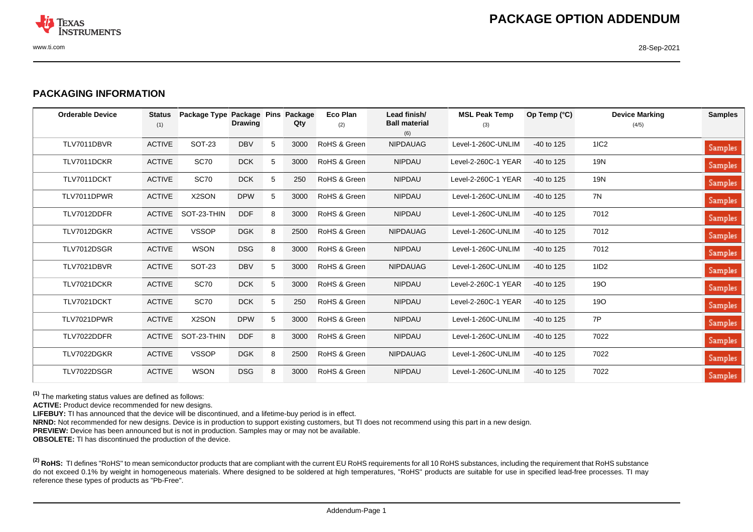# PACKAGE OPTION ADDENDUM

## PACKAGING INFORMATION

| Orderable Device | Status (1) | Package Type | Package Drawing | Pins | Package Qty | Eco Plan (2) | Lead finish/ Ball material (6) | MSL Peak Temp (3) | Op Temp (°C) | Device Marking (4/5) | Samples |
|---|---|---|---|---|---|---|---|---|---|---|---|
| TLV7011DBVR | ACTIVE | SOT-23 | DBV | 5 | 3000 | RoHS & Green | NIPDAUAG | Level-1-260C-UNLIM | -40 to 125 | 1IC2 | Samples |
| TLV7011DCKR | ACTIVE | SC70 | DCK | 5 | 3000 | RoHS & Green | NIPDAU | Level-2-260C-1 YEAR | -40 to 125 | 19N | Samples |
| TLV7011DCKT | ACTIVE | SC70 | DCK | 5 | 250 | RoHS & Green | NIPDAU | Level-2-260C-1 YEAR | -40 to 125 | 19N | Samples |
| TLV7011DPWR | ACTIVE | X2SON | DPW | 5 | 3000 | RoHS & Green | NIPDAU | Level-1-260C-UNLIM | -40 to 125 | 7N | Samples |
| TLV7012DDFR | ACTIVE | SOT-23-THIN | DDF | 8 | 3000 | RoHS & Green | NIPDAU | Level-1-260C-UNLIM | -40 to 125 | 7012 | Samples |
| TLV7012DGKR | ACTIVE | VSSOP | DGK | 8 | 2500 | RoHS & Green | NIPDAUAG | Level-1-260C-UNLIM | -40 to 125 | 7012 | Samples |
| TLV7012DSGR | ACTIVE | WSON | DSG | 8 | 3000 | RoHS & Green | NIPDAU | Level-1-260C-UNLIM | -40 to 125 | 7012 | Samples |
| TLV7021DBVR | ACTIVE | SOT-23 | DBV | 5 | 3000 | RoHS & Green | NIPDAUAG | Level-1-260C-UNLIM | -40 to 125 | 1ID2 | Samples |
| TLV7021DCKR | ACTIVE | SC70 | DCK | 5 | 3000 | RoHS & Green | NIPDAU | Level-2-260C-1 YEAR | -40 to 125 | 19O | Samples |
| TLV7021DCKT | ACTIVE | SC70 | DCK | 5 | 250 | RoHS & Green | NIPDAU | Level-2-260C-1 YEAR | -40 to 125 | 19O | Samples |
| TLV7021DPWR | ACTIVE | X2SON | DPW | 5 | 3000 | RoHS & Green | NIPDAU | Level-1-260C-UNLIM | -40 to 125 | 7P | Samples |
| TLV7022DDFR | ACTIVE | SOT-23-THIN | DDF | 8 | 3000 | RoHS & Green | NIPDAU | Level-1-260C-UNLIM | -40 to 125 | 7022 | Samples |
| TLV7022DGKR | ACTIVE | VSSOP | DGK | 8 | 2500 | RoHS & Green | NIPDAUAG | Level-1-260C-UNLIM | -40 to 125 | 7022 | Samples |
| TLV7022DSGR | ACTIVE | WSON | DSG | 8 | 3000 | RoHS & Green | NIPDAU | Level-1-260C-UNLIM | -40 to 125 | 7022 | Samples |

(1) The marketing status values are defined as follows:
**ACTIVE:** Product device recommended for new designs.
**LIFEBUY:** TI has announced that the device will be discontinued, and a lifetime-buy period is in effect.
**NRND:** Not recommended for new designs. Device is in production to support existing customers, but TI does not recommend using this part in a new design.
**PREVIEW:** Device has been announced but is not in production. Samples may or may not be available.
**OBSOLETE:** TI has discontinued the production of the device.

(2) **RoHS:** TI defines "RoHS" to mean semiconductor products that are compliant with the current EU RoHS requirements for all 10 RoHS substances, including the requirement that RoHS substance do not exceed 0.1% by weight in homogeneous materials. Where designed to be soldered at high temperatures, "RoHS" products are suitable for use in specified lead-free processes. TI may reference these types of products as "Pb-Free".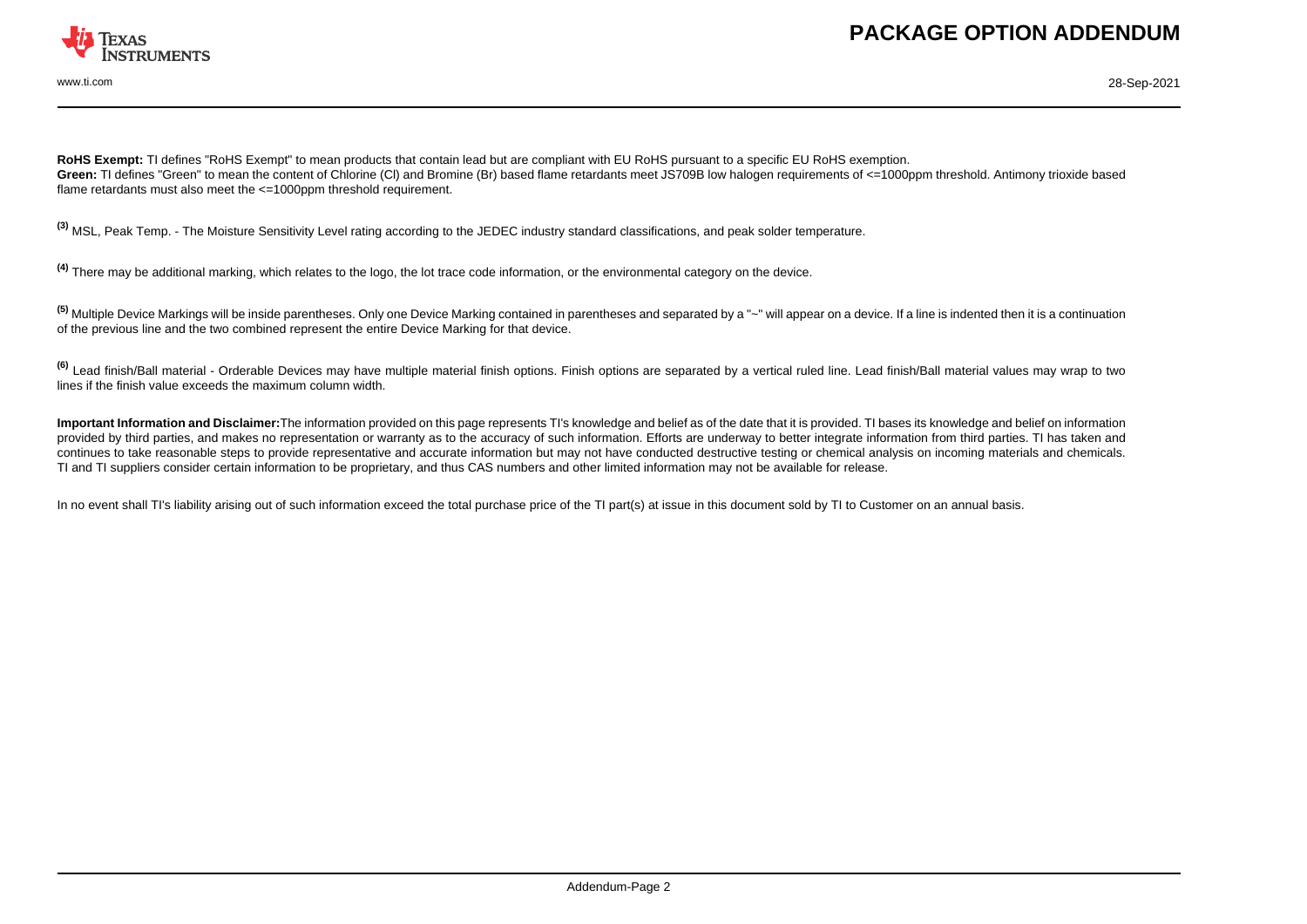**RoHS Exempt:** TI defines "RoHS Exempt" to mean products that contain lead but are compliant with EU RoHS pursuant to a specific EU RoHS exemption.
**Green:** TI defines "Green" to mean the content of Chlorine (Cl) and Bromine (Br) based flame retardants meet JS709B low halogen requirements of <=1000ppm threshold. Antimony trioxide based flame retardants must also meet the <=1000ppm threshold requirement.

[3] MSL, Peak Temp. - The Moisture Sensitivity Level rating according to the JEDEC industry standard classifications, and peak solder temperature.

[4] There may be additional marking, which relates to the logo, the lot trace code information, or the environmental category on the device.

[5] Multiple Device Markings will be inside parentheses. Only one Device Marking contained in parentheses and separated by a "~" will appear on a device. If a line is indented then it is a continuation of the previous line and the two combined represent the entire Device Marking for that device.

[6] Lead finish/Ball material - Orderable Devices may have multiple material finish options. Finish options are separated by a vertical ruled line. Lead finish/Ball material values may wrap to two lines if the finish value exceeds the maximum column width.

**Important Information and Disclaimer:**The information provided on this page represents TI's knowledge and belief as of the date that it is provided. TI bases its knowledge and belief on information provided by third parties, and makes no representation or warranty as to the accuracy of such information. Efforts are underway to better integrate information from third parties. TI has taken and continues to take reasonable steps to provide representative and accurate information but may not have conducted destructive testing or chemical analysis on incoming materials and chemicals. TI and TI suppliers consider certain information to be proprietary, and thus CAS numbers and other limited information may not be available for release.

In no event shall TI's liability arising out of such information exceed the total purchase price of the TI part(s) at issue in this document sold by TI to Customer on an annual basis.